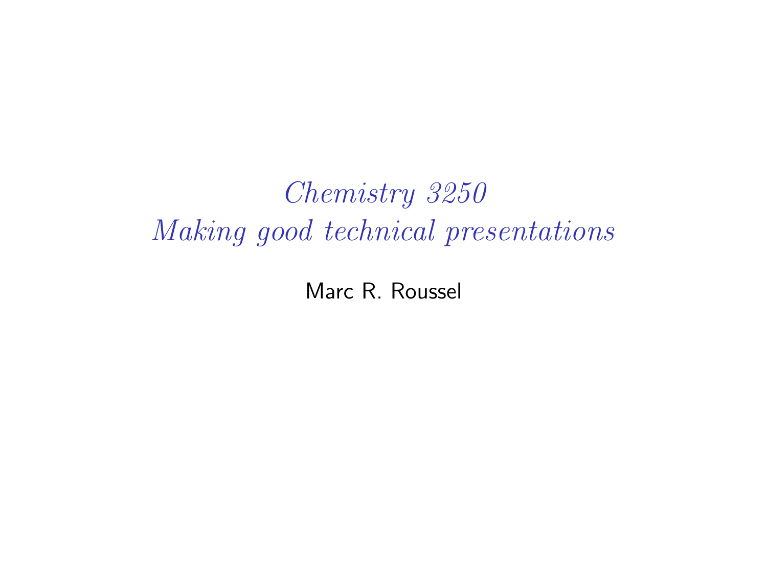# *Chemistry 3250*
# *Making good technical presentations*

Marc R. Roussel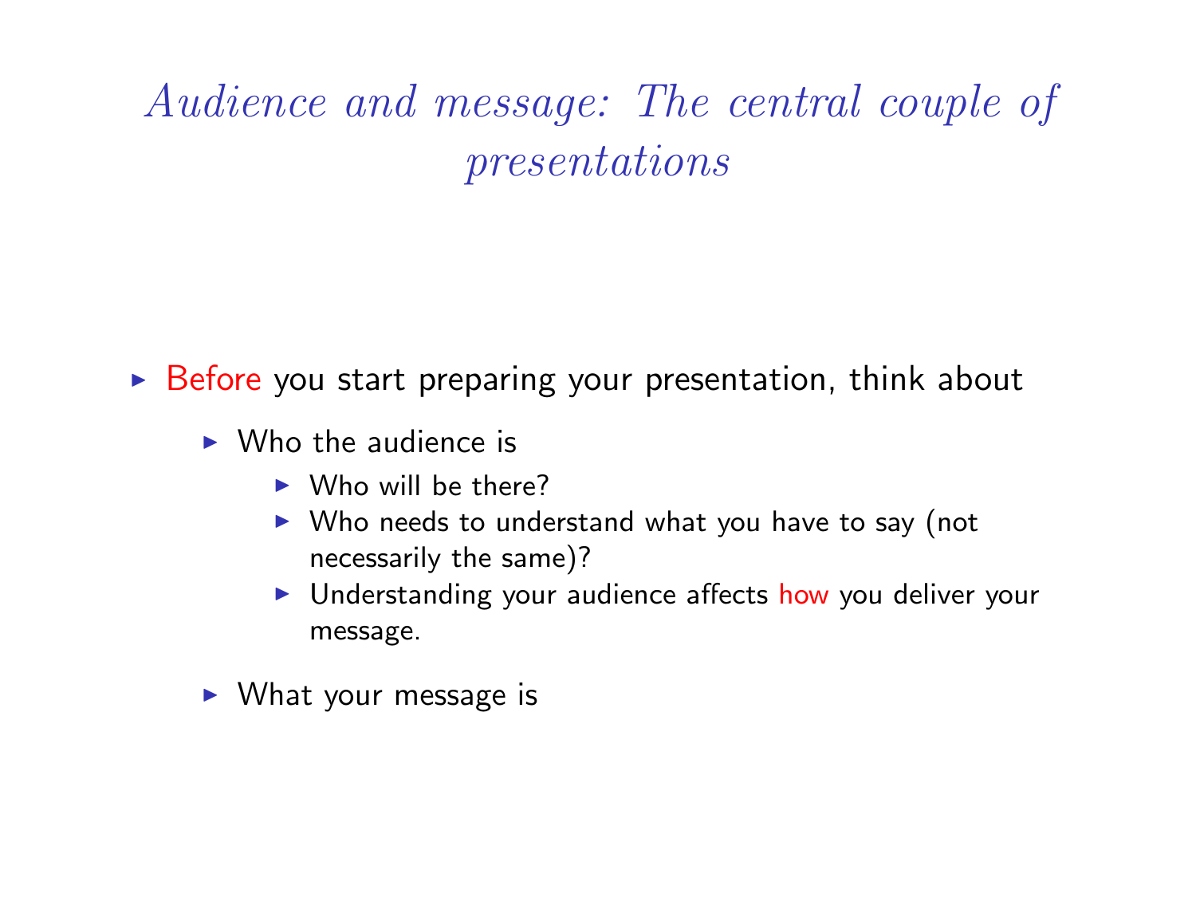# *Audience and message: The central couple of presentations*

- Before you start preparing your presentation, think about
  - Who the audience is
    - Who will be there?
    - Who needs to understand what you have to say (not necessarily the same)?
    - Understanding your audience affects how you deliver your message.
  - What your message is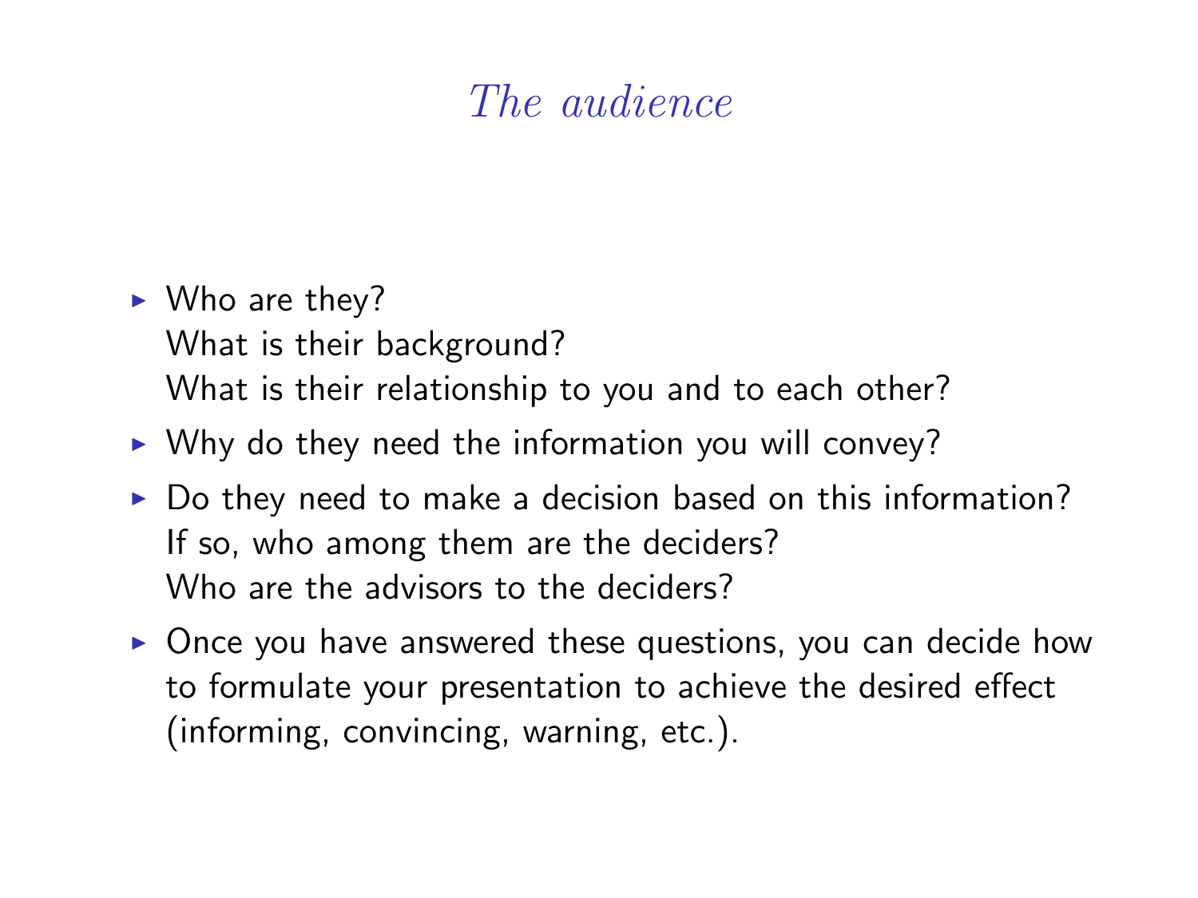# *The audience*

- Who are they?
  What is their background?
  What is their relationship to you and to each other?
- Why do they need the information you will convey?
- Do they need to make a decision based on this information?
  If so, who among them are the deciders?
  Who are the advisors to the deciders?
- Once you have answered these questions, you can decide how to formulate your presentation to achieve the desired effect (informing, convincing, warning, etc.).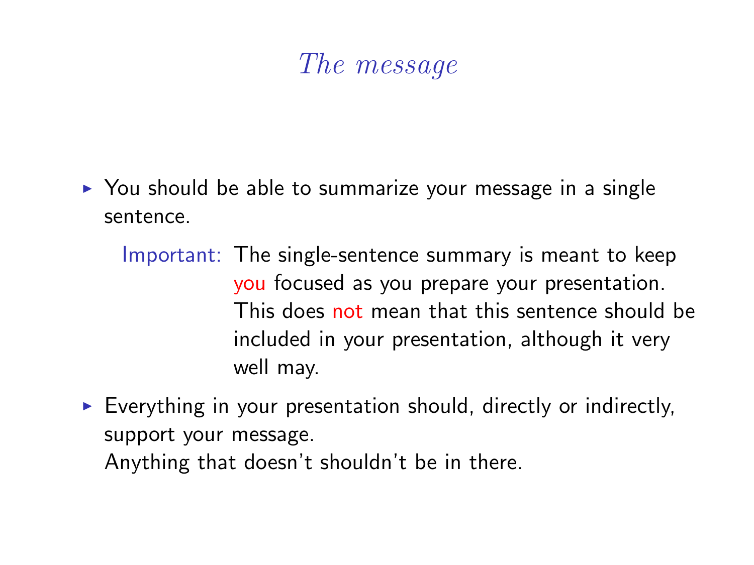# *The message*

- You should be able to summarize your message in a single sentence.

  Important: The single-sentence summary is meant to keep *you* focused as you prepare your presentation. This does *not* mean that this sentence should be included in your presentation, although it very well may.

- Everything in your presentation should, directly or indirectly, support your message.
  Anything that doesn't shouldn't be in there.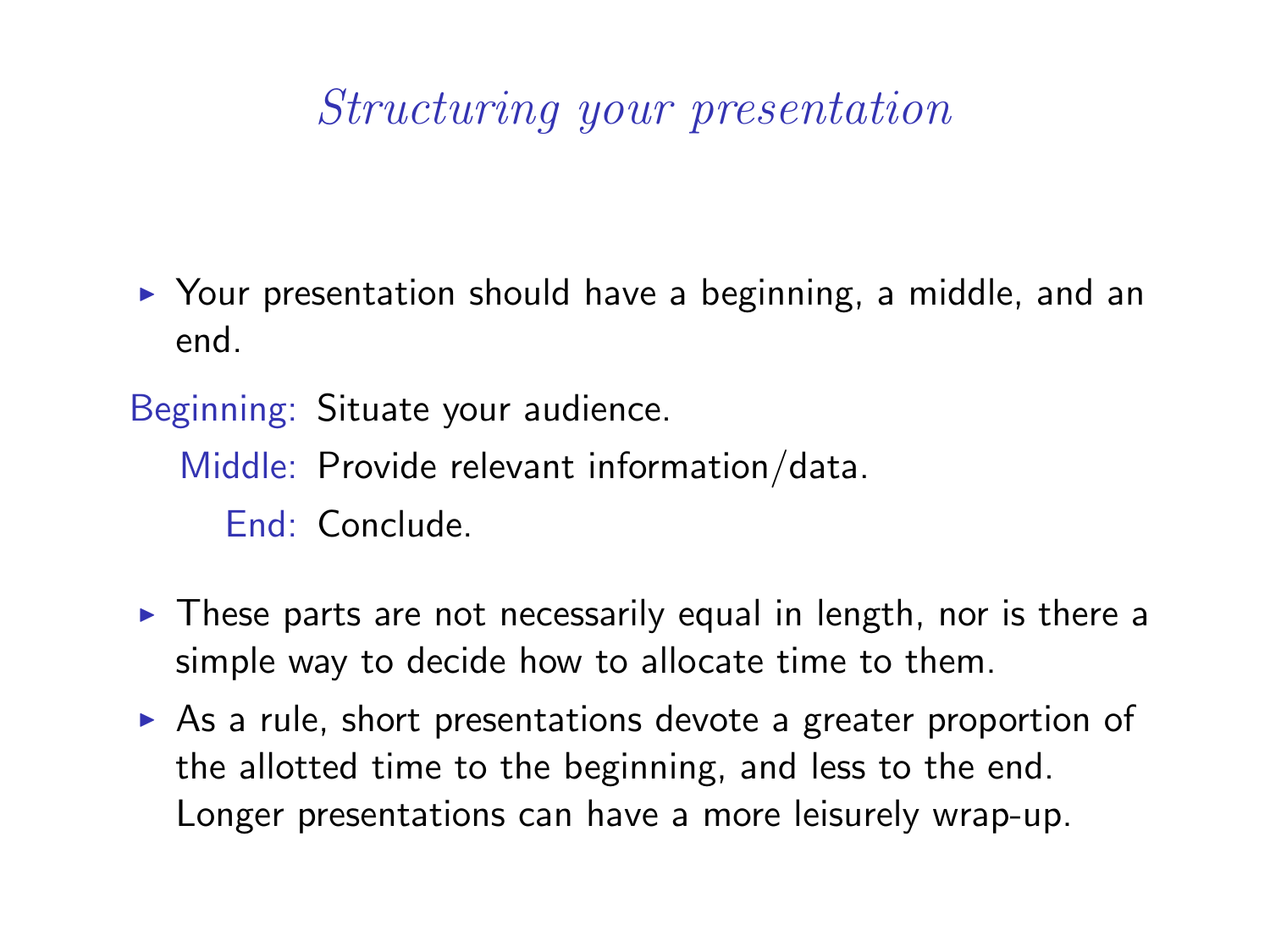# *Structuring your presentation*

- Your presentation should have a beginning, a middle, and an end.

**Beginning:** Situate your audience.

**Middle:** Provide relevant information/data.

**End:** Conclude.

- These parts are not necessarily equal in length, nor is there a simple way to decide how to allocate time to them.
- As a rule, short presentations devote a greater proportion of the allotted time to the beginning, and less to the end. Longer presentations can have a more leisurely wrap-up.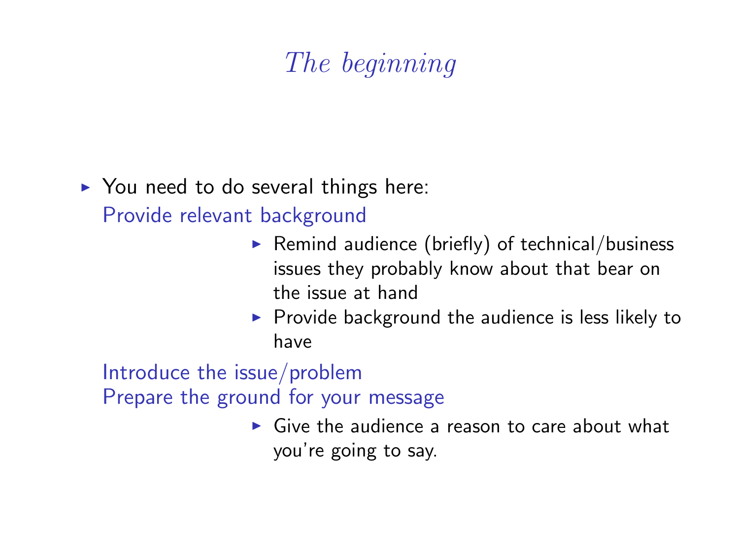# *The beginning*

- You need to do several things here:

  **Provide relevant background**

  - Remind audience (briefly) of technical/business issues they probably know about that bear on the issue at hand
  - Provide background the audience is less likely to have

  **Introduce the issue/problem**

  **Prepare the ground for your message**

  - Give the audience a reason to care about what you're going to say.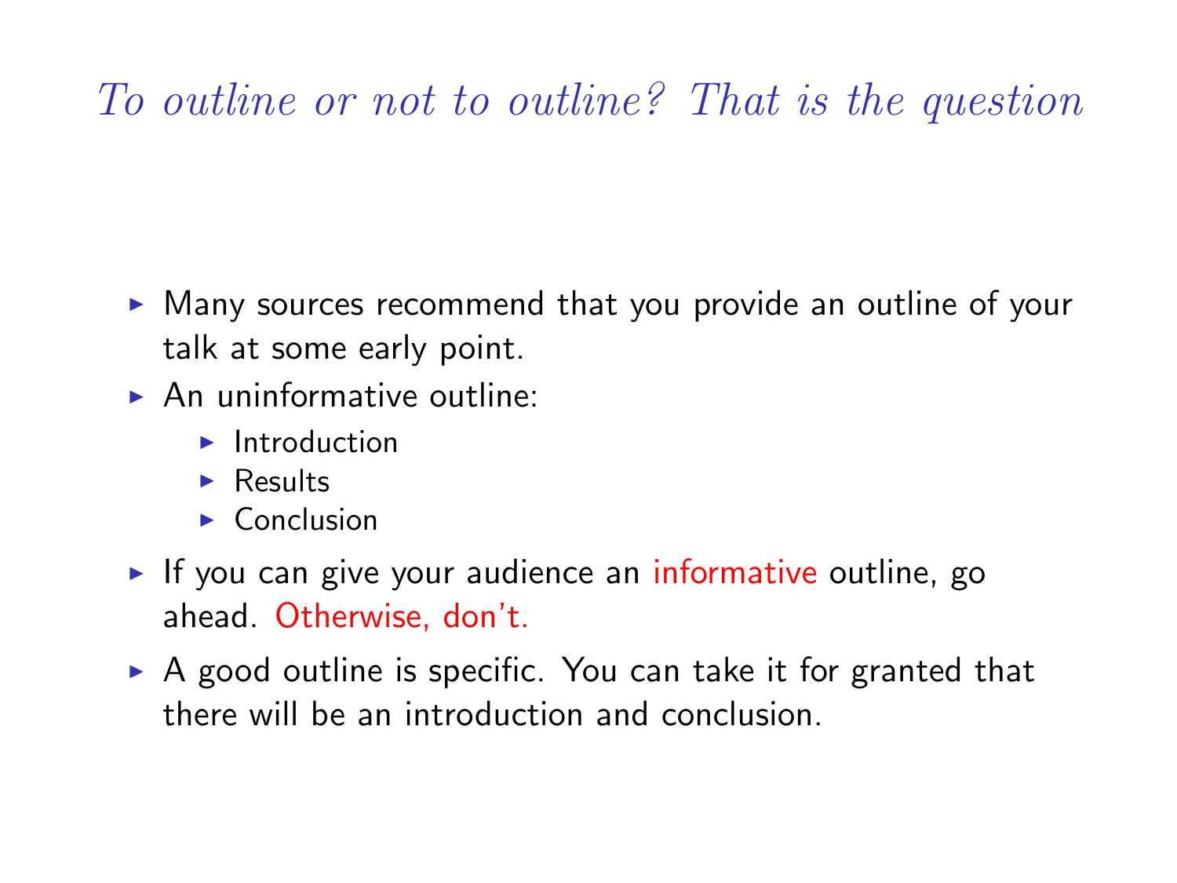## *To outline or not to outline? That is the question*

- Many sources recommend that you provide an outline of your talk at some early point.
- An uninformative outline:
  - Introduction
  - Results
  - Conclusion
- If you can give your audience an informative outline, go ahead. Otherwise, don't.
- A good outline is specific. You can take it for granted that there will be an introduction and conclusion.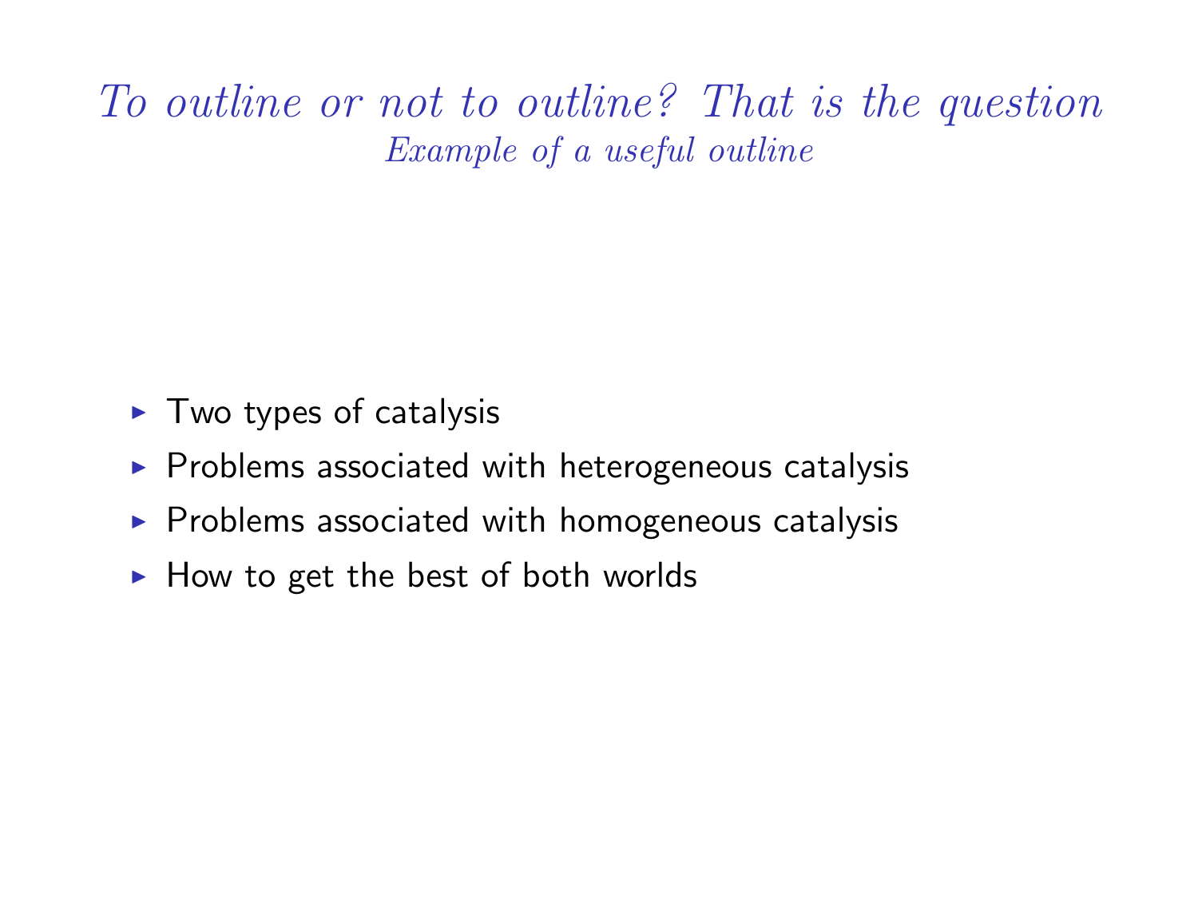# *To outline or not to outline? That is the question*

## *Example of a useful outline*

- Two types of catalysis
- Problems associated with heterogeneous catalysis
- Problems associated with homogeneous catalysis
- How to get the best of both worlds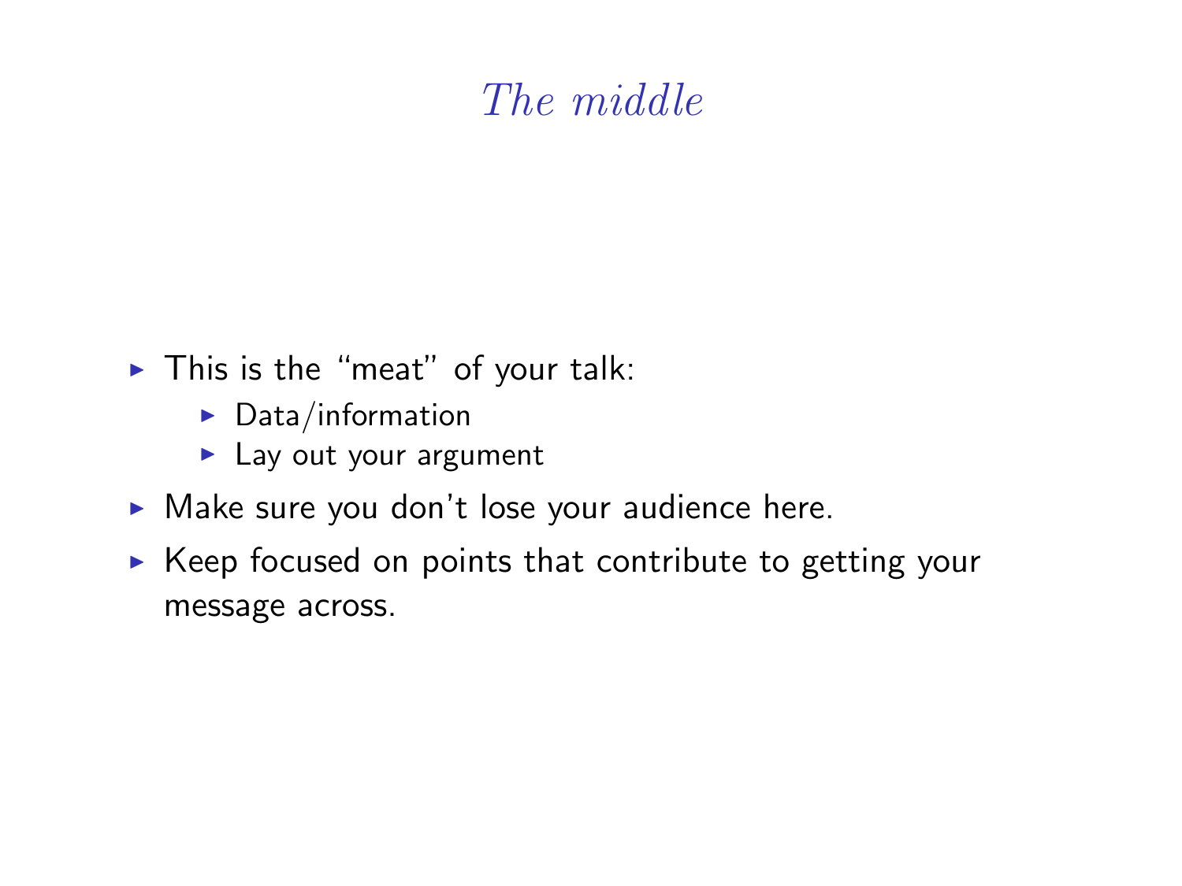# *The middle*

- This is the “meat” of your talk:
  - Data/information
  - Lay out your argument
- Make sure you don’t lose your audience here.
- Keep focused on points that contribute to getting your message across.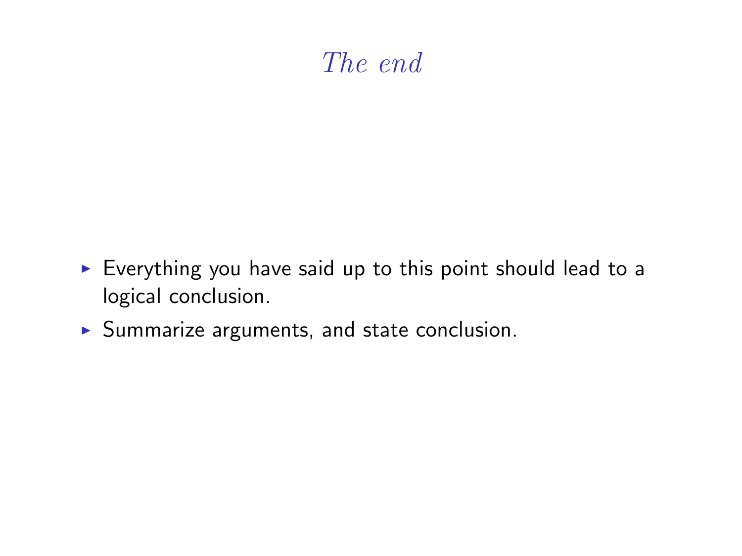# *The end*

- Everything you have said up to this point should lead to a logical conclusion.
- Summarize arguments, and state conclusion.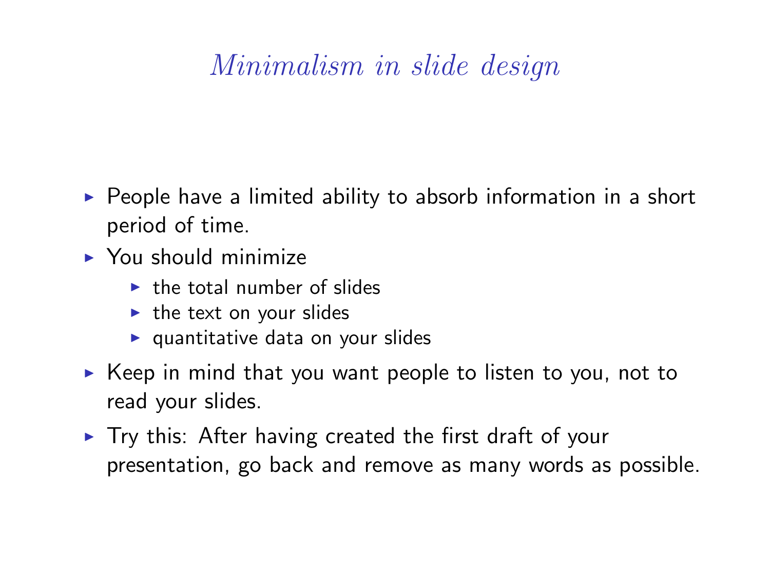# *Minimalism in slide design*

- People have a limited ability to absorb information in a short period of time.
- You should minimize
  - the total number of slides
  - the text on your slides
  - quantitative data on your slides
- Keep in mind that you want people to listen to you, not to read your slides.
- Try this: After having created the first draft of your presentation, go back and remove as many words as possible.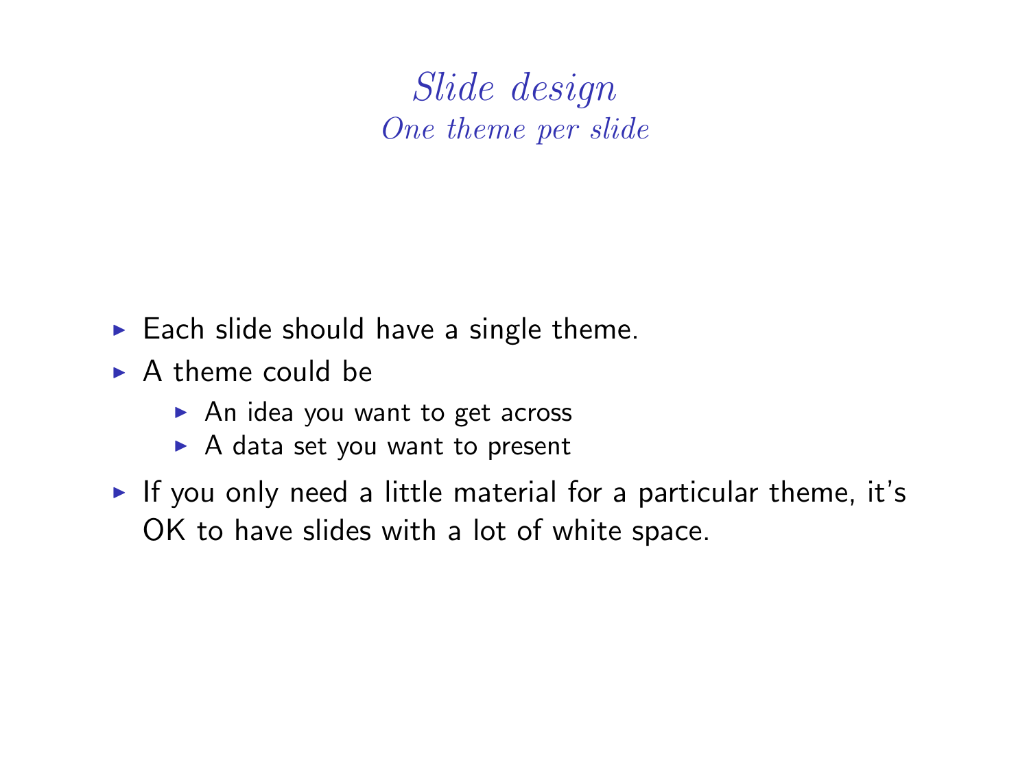## *Slide design*

### *One theme per slide*

- Each slide should have a single theme.
- A theme could be
  - An idea you want to get across
  - A data set you want to present
- If you only need a little material for a particular theme, it's OK to have slides with a lot of white space.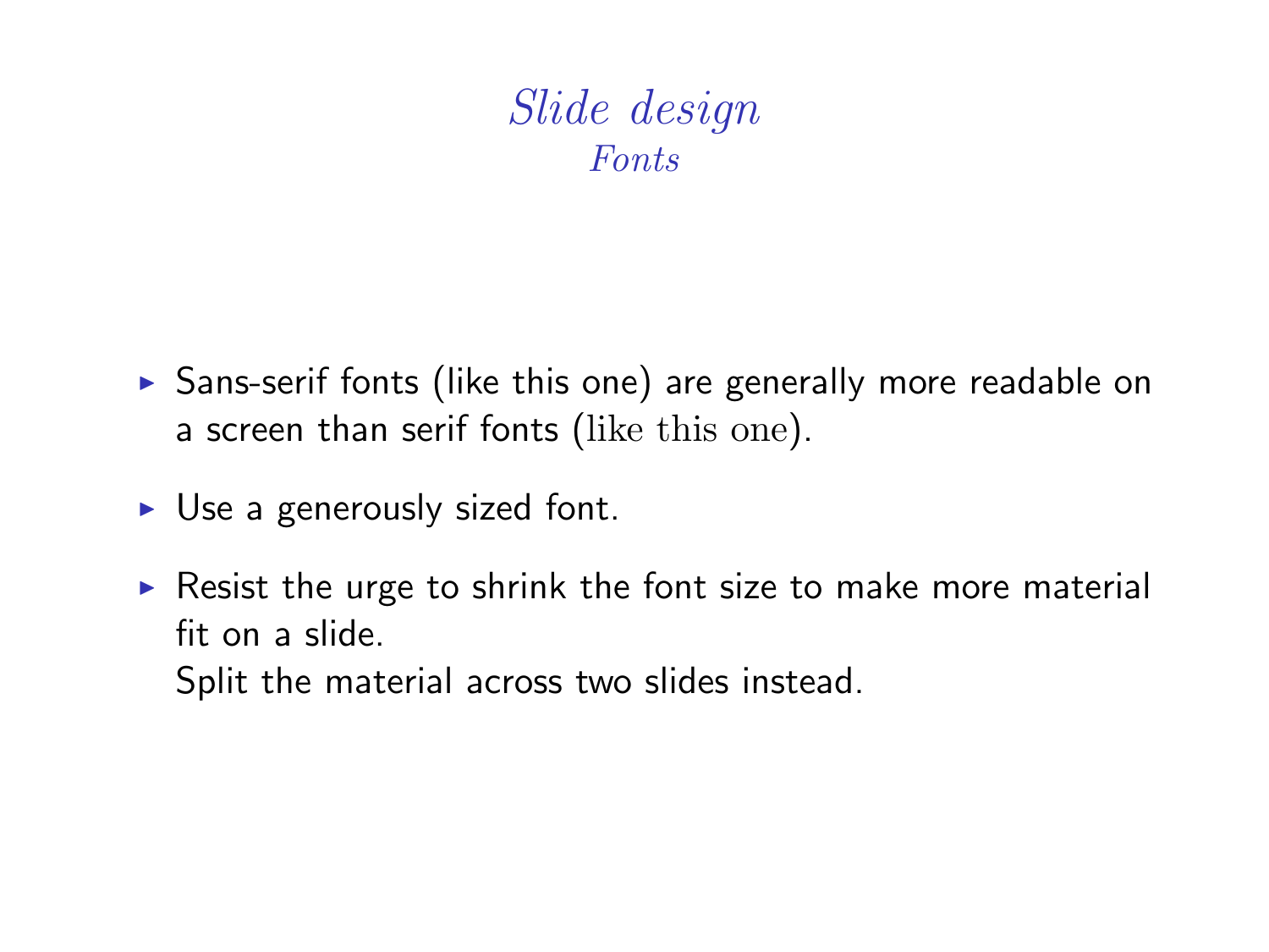# *Slide design*
## *Fonts*

- Sans-serif fonts (like this one) are generally more readable on a screen than serif fonts (like this one).
- Use a generously sized font.
- Resist the urge to shrink the font size to make more material fit on a slide.
  Split the material across two slides instead.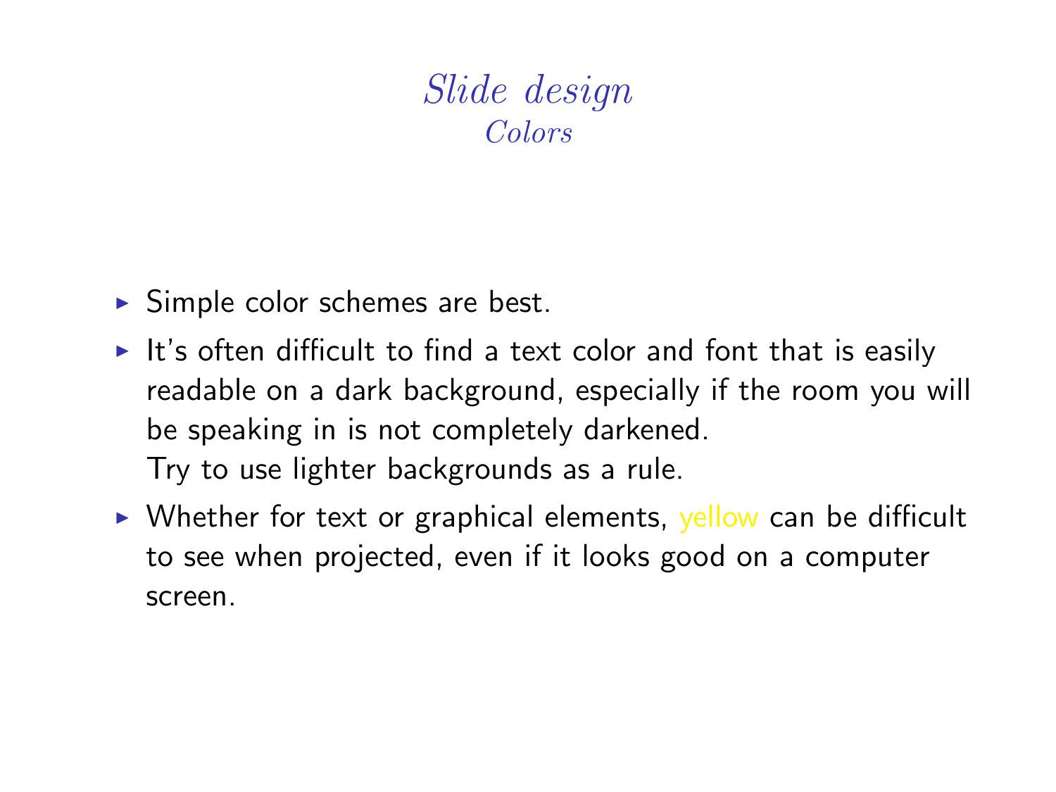# *Slide design*

## *Colors*

- Simple color schemes are best.
- It's often difficult to find a text color and font that is easily readable on a dark background, especially if the room you will be speaking in is not completely darkened.
  Try to use lighter backgrounds as a rule.
- Whether for text or graphical elements, yellow can be difficult to see when projected, even if it looks good on a computer screen.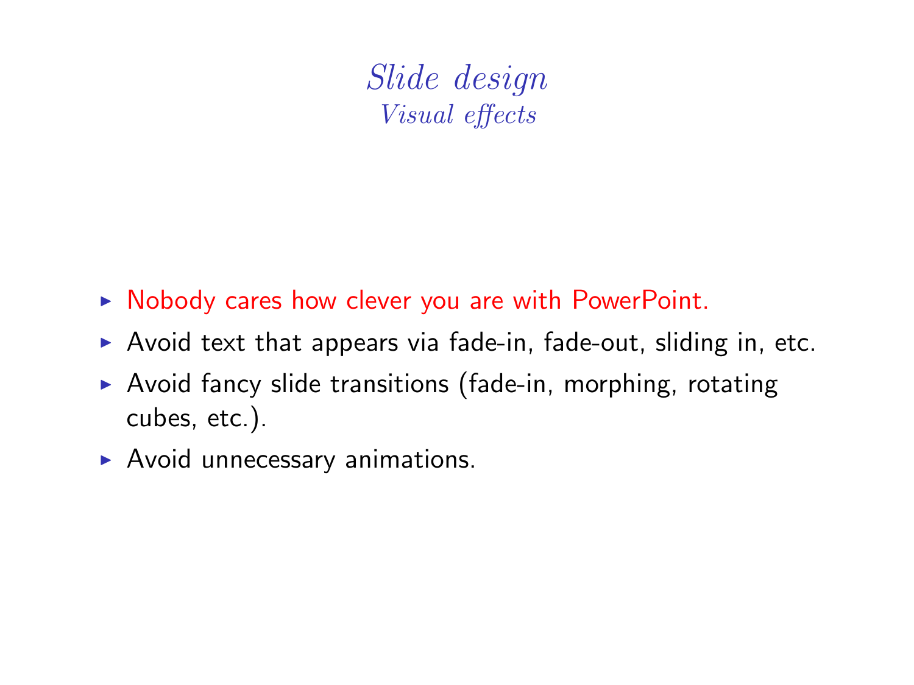# *Slide design*
## *Visual effects*

- Nobody cares how clever you are with PowerPoint.
- Avoid text that appears via fade-in, fade-out, sliding in, etc.
- Avoid fancy slide transitions (fade-in, morphing, rotating cubes, etc.).
- Avoid unnecessary animations.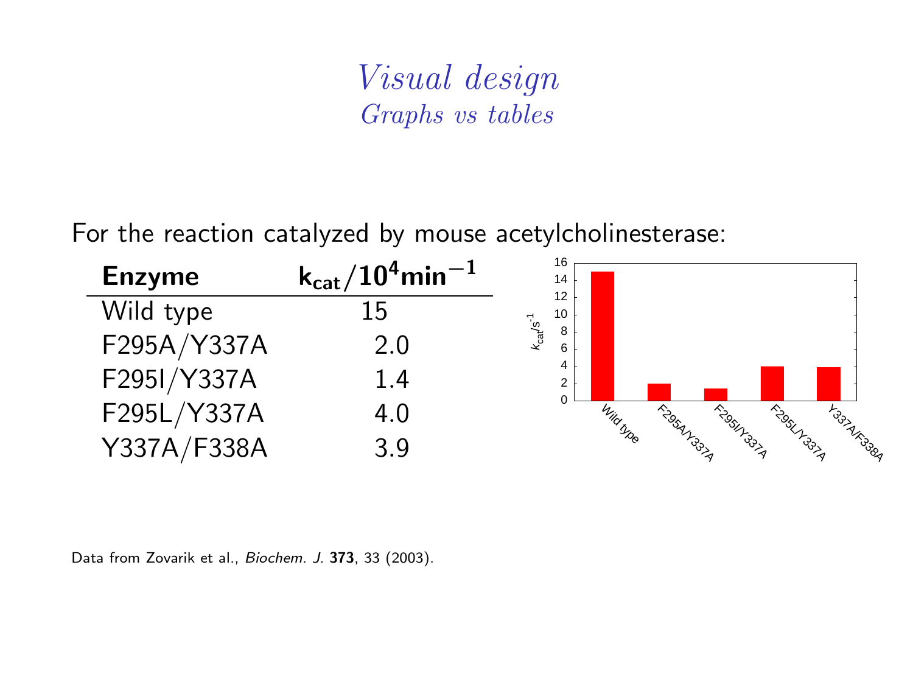# *Visual design*
## *Graphs vs tables*

For the reaction catalyzed by mouse acetylcholinesterase:

| **Enzyme** | $\mathbf{k_{cat}/10^4 min^{-1}}$ |
|---|---|
| Wild type | 15 |
| F295A/Y337A | 2.0 |
| F295I/Y337A | 1.4 |
| F295L/Y337A | 4.0 |
| Y337A/F338A | 3.9 |

Data from Zovarik et al., *Biochem. J.* **373**, 33 (2003).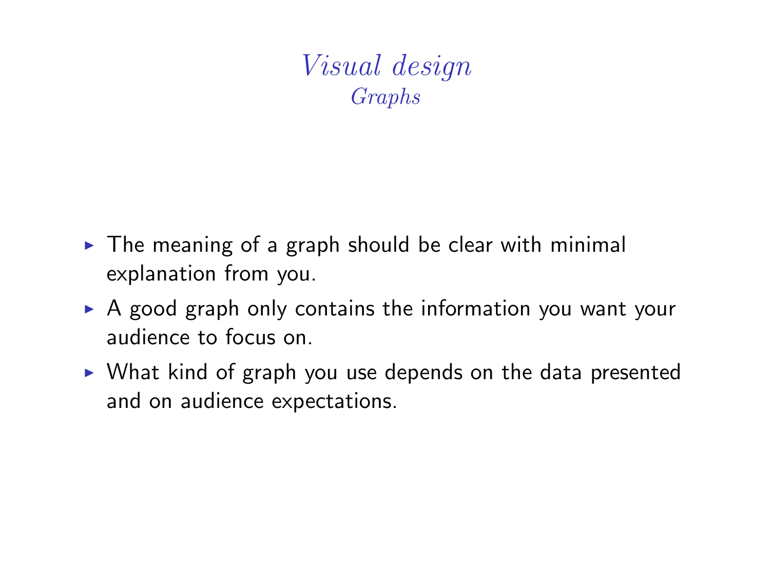# *Visual design*
## *Graphs*

- The meaning of a graph should be clear with minimal explanation from you.
- A good graph only contains the information you want your audience to focus on.
- What kind of graph you use depends on the data presented and on audience expectations.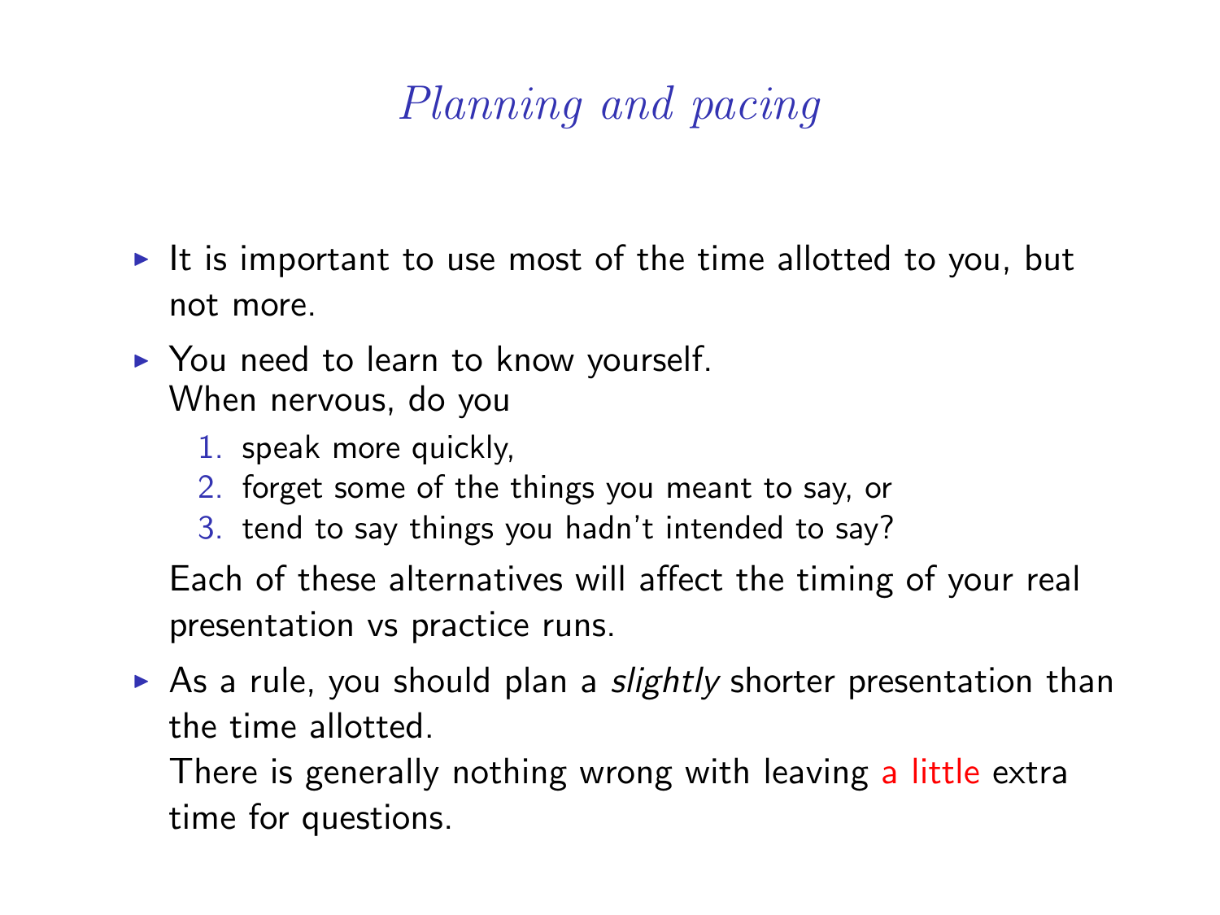# *Planning and pacing*

- It is important to use most of the time allotted to you, but not more.
- You need to learn to know yourself.
  When nervous, do you
  1. speak more quickly,
  2. forget some of the things you meant to say, or
  3. tend to say things you hadn't intended to say?

  Each of these alternatives will affect the timing of your real presentation vs practice runs.
- As a rule, you should plan a *slightly* shorter presentation than the time allotted.
  There is generally nothing wrong with leaving a little extra time for questions.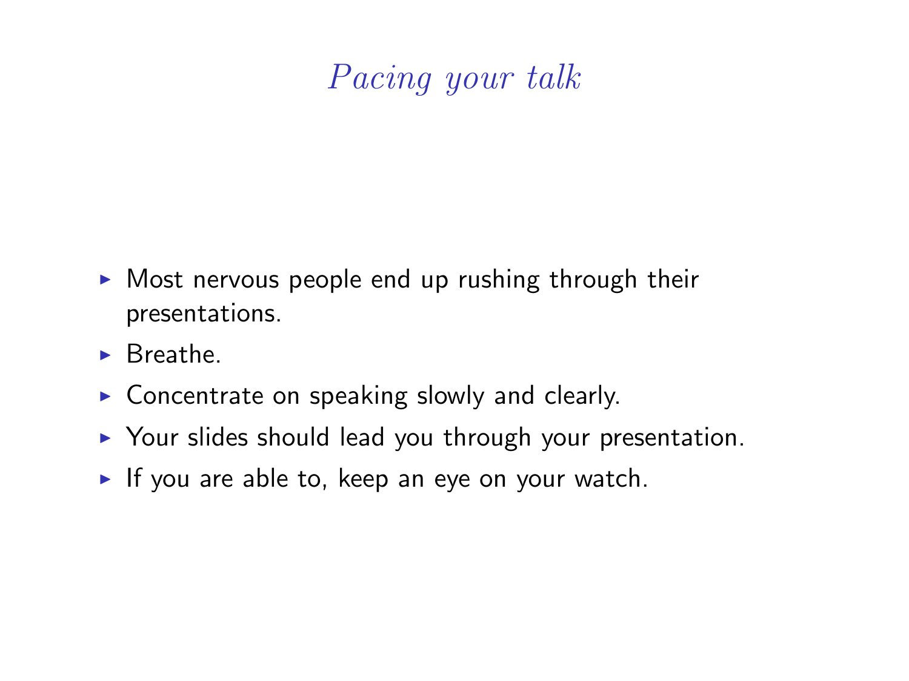# *Pacing your talk*

- Most nervous people end up rushing through their presentations.
- Breathe.
- Concentrate on speaking slowly and clearly.
- Your slides should lead you through your presentation.
- If you are able to, keep an eye on your watch.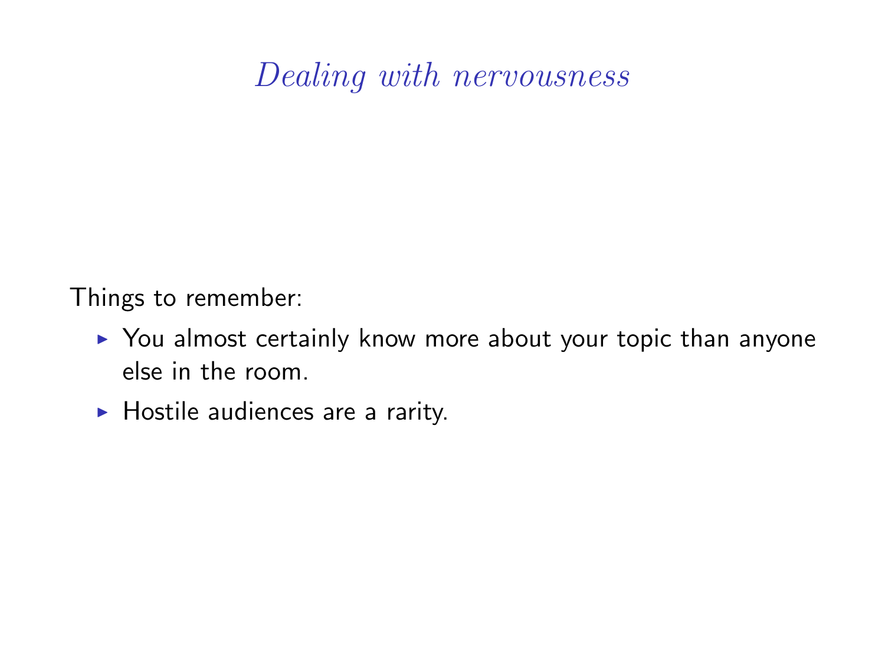# Dealing with nervousness

Things to remember:

- You almost certainly know more about your topic than anyone else in the room.
- Hostile audiences are a rarity.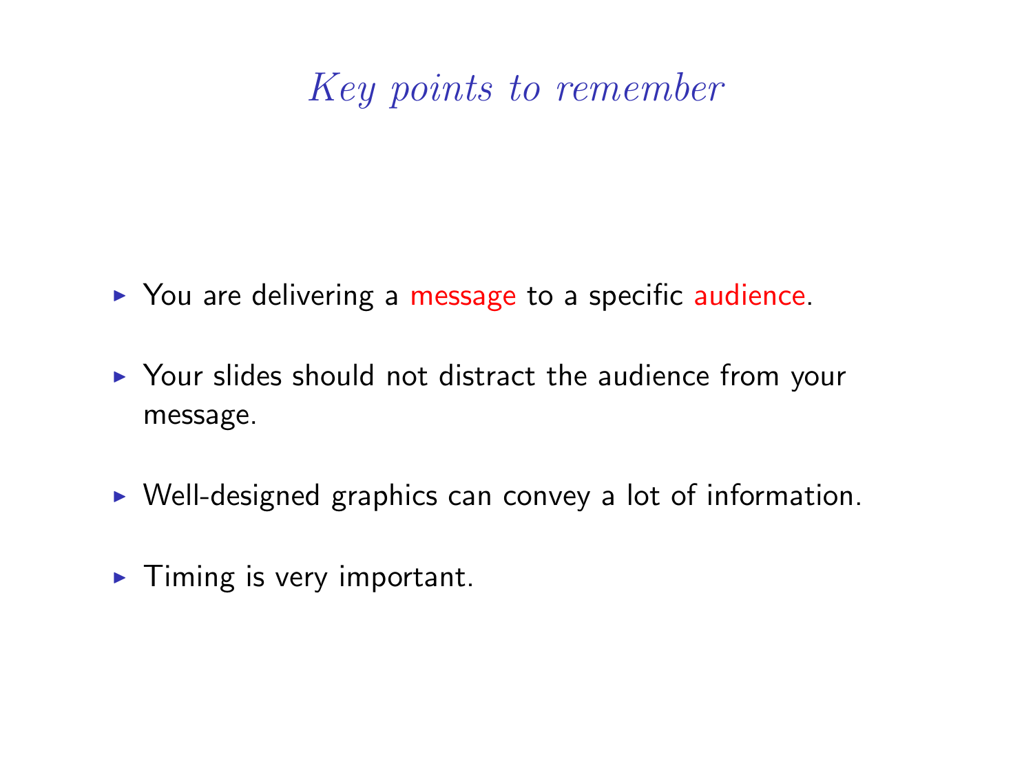# *Key points to remember*

- You are delivering a message to a specific audience.
- Your slides should not distract the audience from your message.
- Well-designed graphics can convey a lot of information.
- Timing is very important.